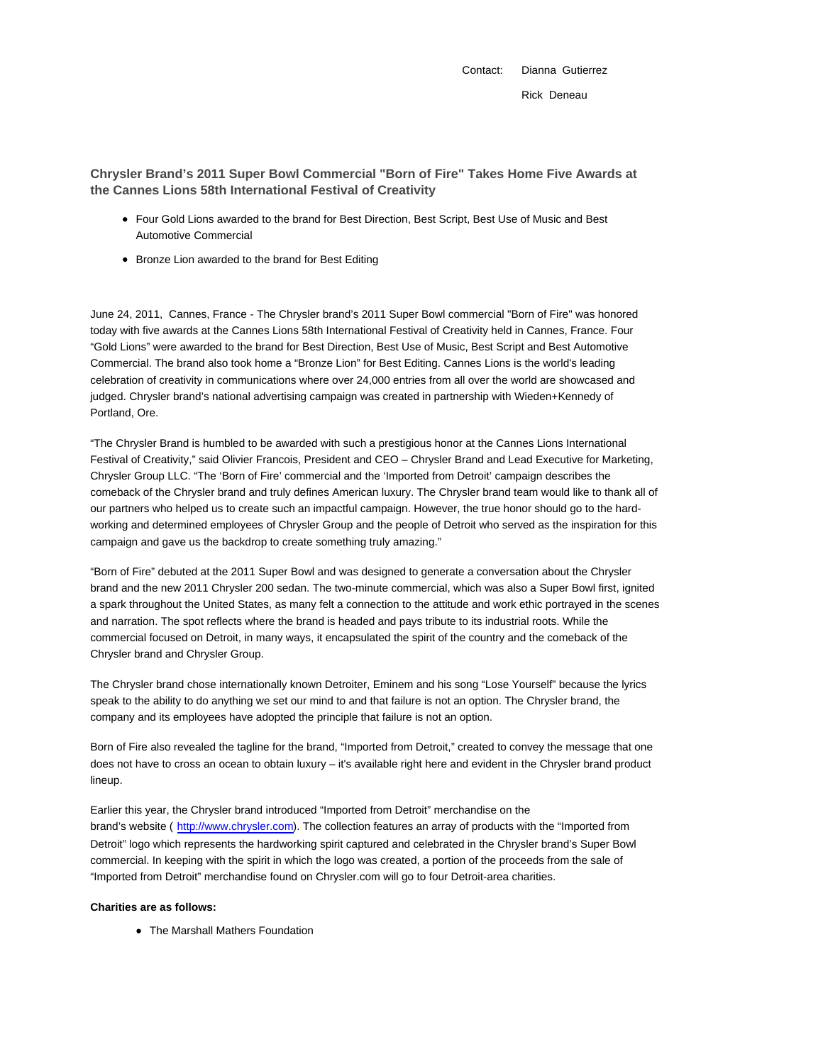Contact: Dianna Gutierrez

Rick Deneau

## Chrysler Brand's 2011 Super Bowl Commercial "Born of Fire" Takes Home Five Awards at the Cannes Lions 58th International Festival of Creativity

- Four Gold Lions awarded to the brand for Best Direction, Best Script, Best Use of Music and Best Automotive Commercial
- Bronze Lion awarded to the brand for Best Editing

June 24, 2011, Cannes, France - The Chrysler brand's 2011 Super Bowl commercial "Born of Fire" was honored today with five awards at the Cannes Lions 58th International Festival of Creativity held in Cannes, France. Four "Gold Lions" were awarded to the brand for Best Direction, Best Use of Music, Best Script and Best Automotive Commercial. The brand also took home a "Bronze Lion" for Best Editing. Cannes Lions is the world's leading celebration of creativity in communications where over 24,000 entries from all over the world are showcased and judged. Chrysler brand's national advertising campaign was created in partnership with Wieden+Kennedy of Portland, Ore.

"The Chrysler Brand is humbled to be awarded with such a prestigious honor at the Cannes Lions International Festival of Creativity," said Olivier Francois, President and CEO – Chrysler Brand and Lead Executive for Marketing, Chrysler Group LLC. "The 'Born of Fire' commercial and the 'Imported from Detroit' campaign describes the comeback of the Chrysler brand and truly defines American luxury. The Chrysler brand team would like to thank all of our partners who helped us to create such an impactful campaign. However, the true honor should go to the hard-working and determined employees of Chrysler Group and the people of Detroit who served as the inspiration for this campaign and gave us the backdrop to create something truly amazing."

"Born of Fire" debuted at the 2011 Super Bowl and was designed to generate a conversation about the Chrysler brand and the new 2011 Chrysler 200 sedan. The two-minute commercial, which was also a Super Bowl first, ignited a spark throughout the United States, as many felt a connection to the attitude and work ethic portrayed in the scenes and narration. The spot reflects where the brand is headed and pays tribute to its industrial roots. While the commercial focused on Detroit, in many ways, it encapsulated the spirit of the country and the comeback of the Chrysler brand and Chrysler Group.

The Chrysler brand chose internationally known Detroiter, Eminem and his song "Lose Yourself" because the lyrics speak to the ability to do anything we set our mind to and that failure is not an option. The Chrysler brand, the company and its employees have adopted the principle that failure is not an option.

Born of Fire also revealed the tagline for the brand, "Imported from Detroit," created to convey the message that one does not have to cross an ocean to obtain luxury – it's available right here and evident in the Chrysler brand product lineup.

Earlier this year, the Chrysler brand introduced "Imported from Detroit" merchandise on the brand's website ( http://www.chrysler.com). The collection features an array of products with the "Imported from Detroit" logo which represents the hardworking spirit captured and celebrated in the Chrysler brand's Super Bowl commercial. In keeping with the spirit in which the logo was created, a portion of the proceeds from the sale of "Imported from Detroit" merchandise found on Chrysler.com will go to four Detroit-area charities.

**Charities are as follows:**

- The Marshall Mathers Foundation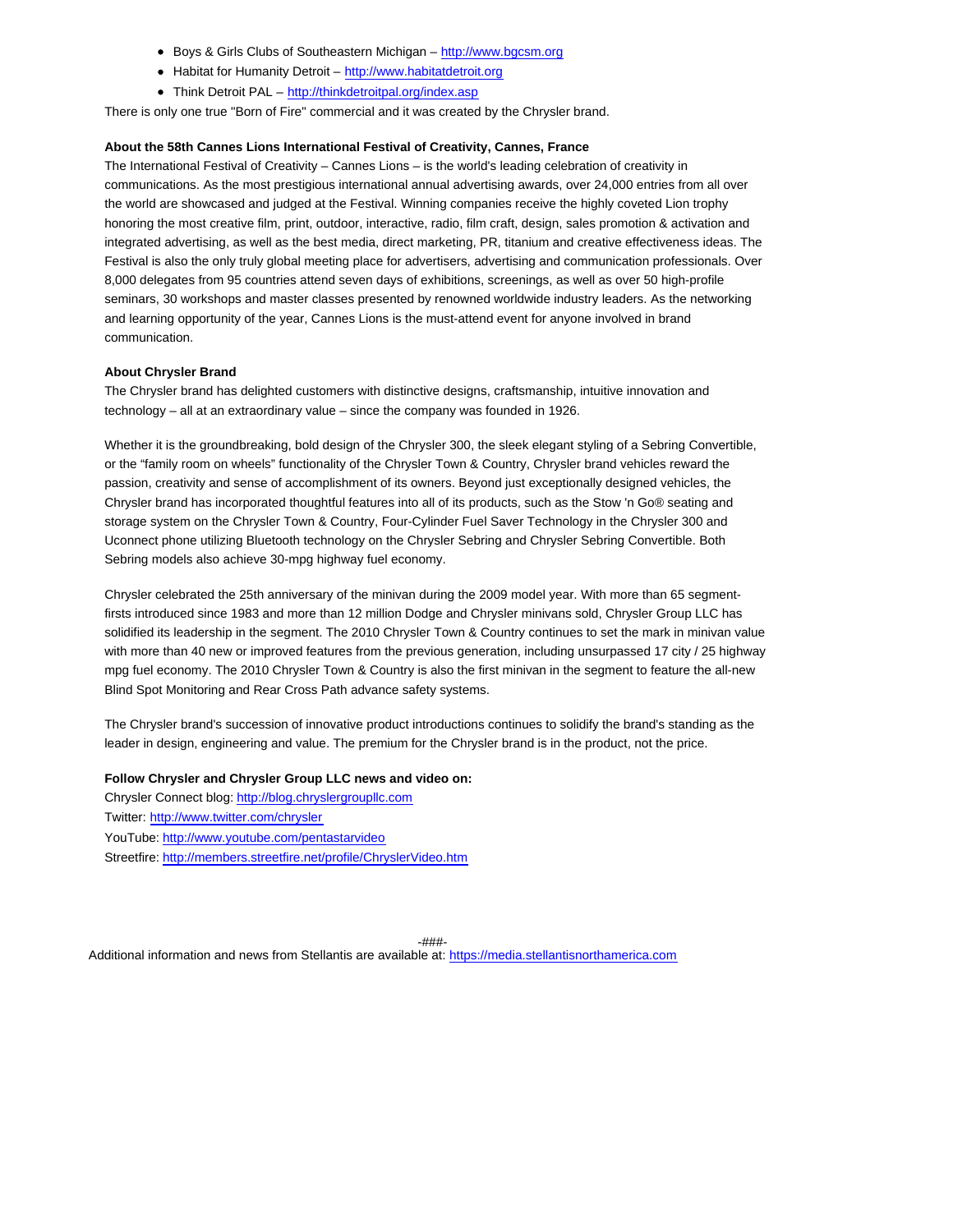- Boys & Girls Clubs of Southeastern Michigan – http://www.bgcsm.org
- Habitat for Humanity Detroit – http://www.habitatdetroit.org
- Think Detroit PAL – http://thinkdetroitpal.org/index.asp

There is only one true "Born of Fire" commercial and it was created by the Chrysler brand.

**About the 58th Cannes Lions International Festival of Creativity, Cannes, France**

The International Festival of Creativity – Cannes Lions – is the world's leading celebration of creativity in communications. As the most prestigious international annual advertising awards, over 24,000 entries from all over the world are showcased and judged at the Festival. Winning companies receive the highly coveted Lion trophy honoring the most creative film, print, outdoor, interactive, radio, film craft, design, sales promotion & activation and integrated advertising, as well as the best media, direct marketing, PR, titanium and creative effectiveness ideas. The Festival is also the only truly global meeting place for advertisers, advertising and communication professionals. Over 8,000 delegates from 95 countries attend seven days of exhibitions, screenings, as well as over 50 high-profile seminars, 30 workshops and master classes presented by renowned worldwide industry leaders. As the networking and learning opportunity of the year, Cannes Lions is the must-attend event for anyone involved in brand communication.

**About Chrysler Brand**

The Chrysler brand has delighted customers with distinctive designs, craftsmanship, intuitive innovation and technology – all at an extraordinary value – since the company was founded in 1926.

Whether it is the groundbreaking, bold design of the Chrysler 300, the sleek elegant styling of a Sebring Convertible, or the "family room on wheels" functionality of the Chrysler Town & Country, Chrysler brand vehicles reward the passion, creativity and sense of accomplishment of its owners. Beyond just exceptionally designed vehicles, the Chrysler brand has incorporated thoughtful features into all of its products, such as the Stow 'n Go® seating and storage system on the Chrysler Town & Country, Four-Cylinder Fuel Saver Technology in the Chrysler 300 and Uconnect phone utilizing Bluetooth technology on the Chrysler Sebring and Chrysler Sebring Convertible. Both Sebring models also achieve 30-mpg highway fuel economy.

Chrysler celebrated the 25th anniversary of the minivan during the 2009 model year. With more than 65 segment-firsts introduced since 1983 and more than 12 million Dodge and Chrysler minivans sold, Chrysler Group LLC has solidified its leadership in the segment. The 2010 Chrysler Town & Country continues to set the mark in minivan value with more than 40 new or improved features from the previous generation, including unsurpassed 17 city / 25 highway mpg fuel economy. The 2010 Chrysler Town & Country is also the first minivan in the segment to feature the all-new Blind Spot Monitoring and Rear Cross Path advance safety systems.

The Chrysler brand's succession of innovative product introductions continues to solidify the brand's standing as the leader in design, engineering and value. The premium for the Chrysler brand is in the product, not the price.

**Follow Chrysler and Chrysler Group LLC news and video on:**

Chrysler Connect blog: http://blog.chryslergroupllc.com
Twitter: http://www.twitter.com/chrysler
YouTube: http://www.youtube.com/pentastarvideo
Streetfire: http://members.streetfire.net/profile/ChryslerVideo.htm

-###-

Additional information and news from Stellantis are available at: https://media.stellantisnorthamerica.com